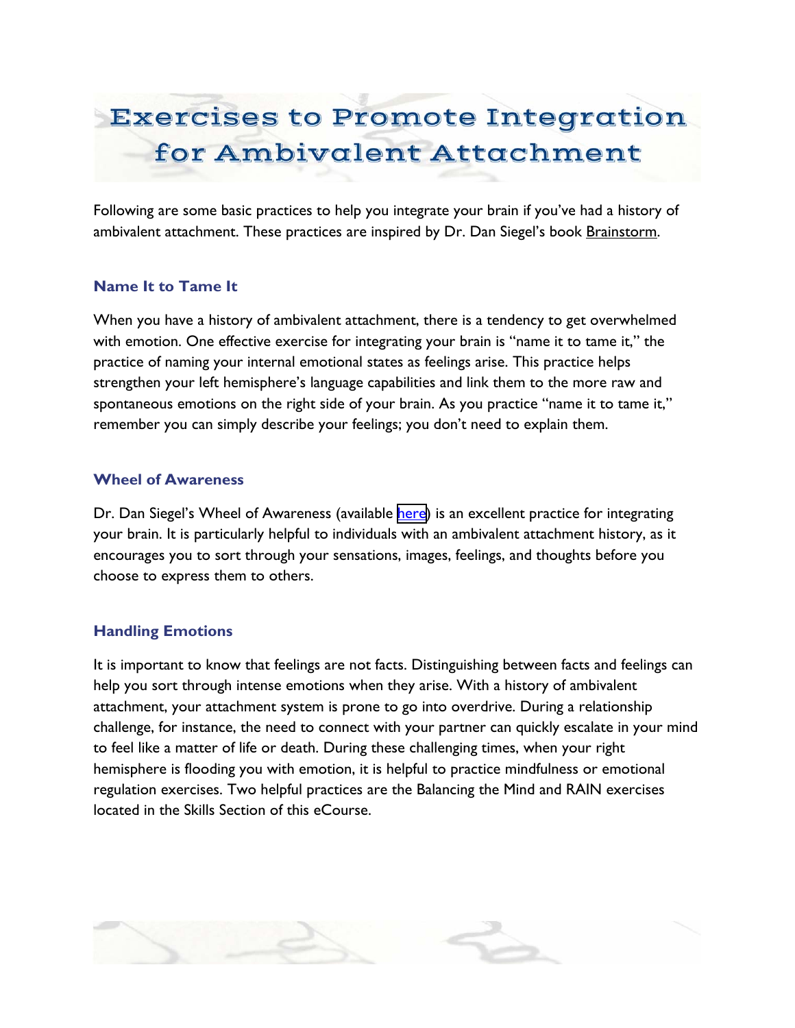# Exercises to Promote Integration for Ambivalent Attachment

Following are some basic practices to help you integrate your brain if you've had a history of ambivalent attachment. These practices are inspired by Dr. Dan Siegel's book Brainstorm.

### Name It to Tame It

When you have a history of ambivalent attachment, there is a tendency to get overwhelmed with emotion. One effective exercise for integrating your brain is "name it to tame it," the practice of naming your internal emotional states as feelings arise. This practice helps strengthen your left hemisphere's language capabilities and link them to the more raw and spontaneous emotions on the right side of your brain. As you practice "name it to tame it," remember you can simply describe your feelings; you don't need to explain them.

### Wheel of Awareness

Dr. Dan Siegel's Wheel of Awareness (available here) is an excellent practice for integrating your brain. It is particularly helpful to individuals with an ambivalent attachment history, as it encourages you to sort through your sensations, images, feelings, and thoughts before you choose to express them to others.

### Handling Emotions

It is important to know that feelings are not facts. Distinguishing between facts and feelings can help you sort through intense emotions when they arise. With a history of ambivalent attachment, your attachment system is prone to go into overdrive. During a relationship challenge, for instance, the need to connect with your partner can quickly escalate in your mind to feel like a matter of life or death. During these challenging times, when your right hemisphere is flooding you with emotion, it is helpful to practice mindfulness or emotional regulation exercises. Two helpful practices are the Balancing the Mind and RAIN exercises located in the Skills Section of this eCourse.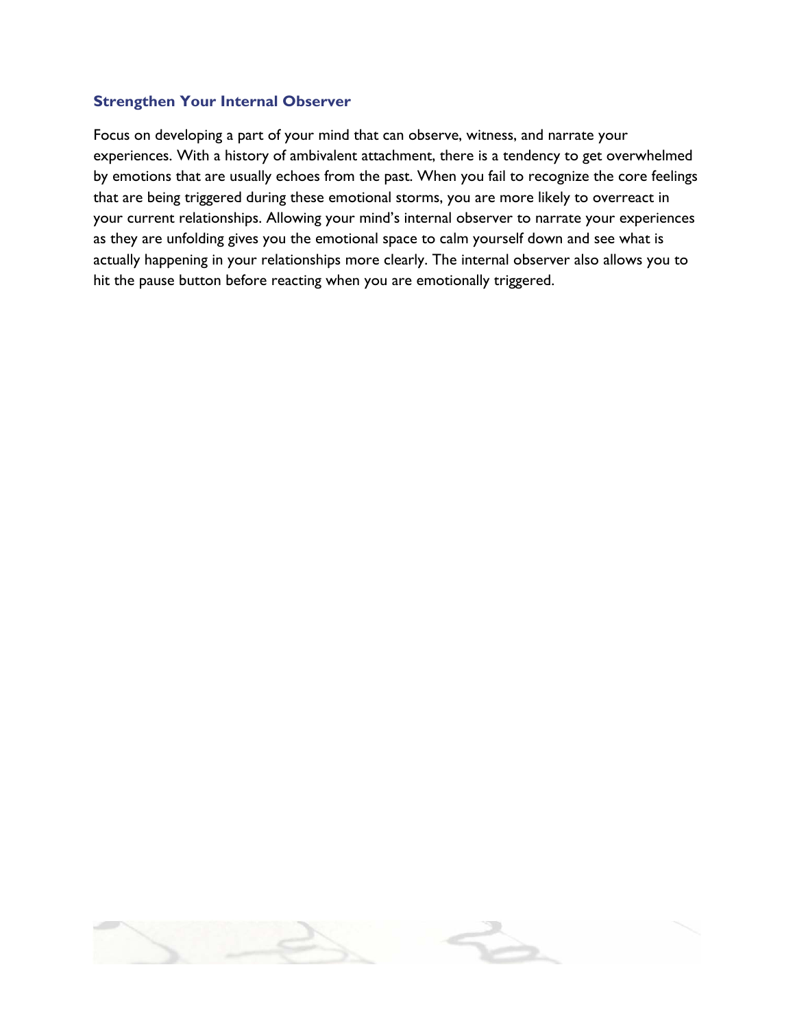### Strengthen Your Internal Observer

Focus on developing a part of your mind that can observe, witness, and narrate your experiences. With a history of ambivalent attachment, there is a tendency to get overwhelmed by emotions that are usually echoes from the past. When you fail to recognize the core feelings that are being triggered during these emotional storms, you are more likely to overreact in your current relationships. Allowing your mind's internal observer to narrate your experiences as they are unfolding gives you the emotional space to calm yourself down and see what is actually happening in your relationships more clearly. The internal observer also allows you to hit the pause button before reacting when you are emotionally triggered.